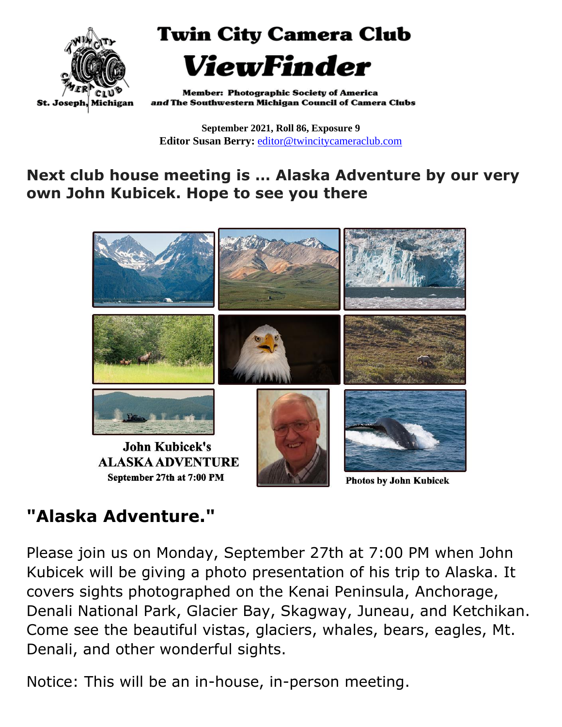# Twin City Camera Club

# *ViewFinder*

St. Joseph, Michigan

**Member: Photographic Society of America**
***and* The Southwestern Michigan Council of Camera Clubs**

**September 2021, Roll 86, Exposure 9**
**Editor Susan Berry:** editor@twincitycameraclub.com

## Next club house meeting is … Alaska Adventure by our very own John Kubicek. Hope to see you there

**John Kubicek's**
**ALASKA ADVENTURE**
**September 27th at 7:00 PM**

**Photos by John Kubicek**

## "Alaska Adventure."

Please join us on Monday, September 27th at 7:00 PM when John Kubicek will be giving a photo presentation of his trip to Alaska. It covers sights photographed on the Kenai Peninsula, Anchorage, Denali National Park, Glacier Bay, Skagway, Juneau, and Ketchikan. Come see the beautiful vistas, glaciers, whales, bears, eagles, Mt. Denali, and other wonderful sights.

Notice: This will be an in-house, in-person meeting.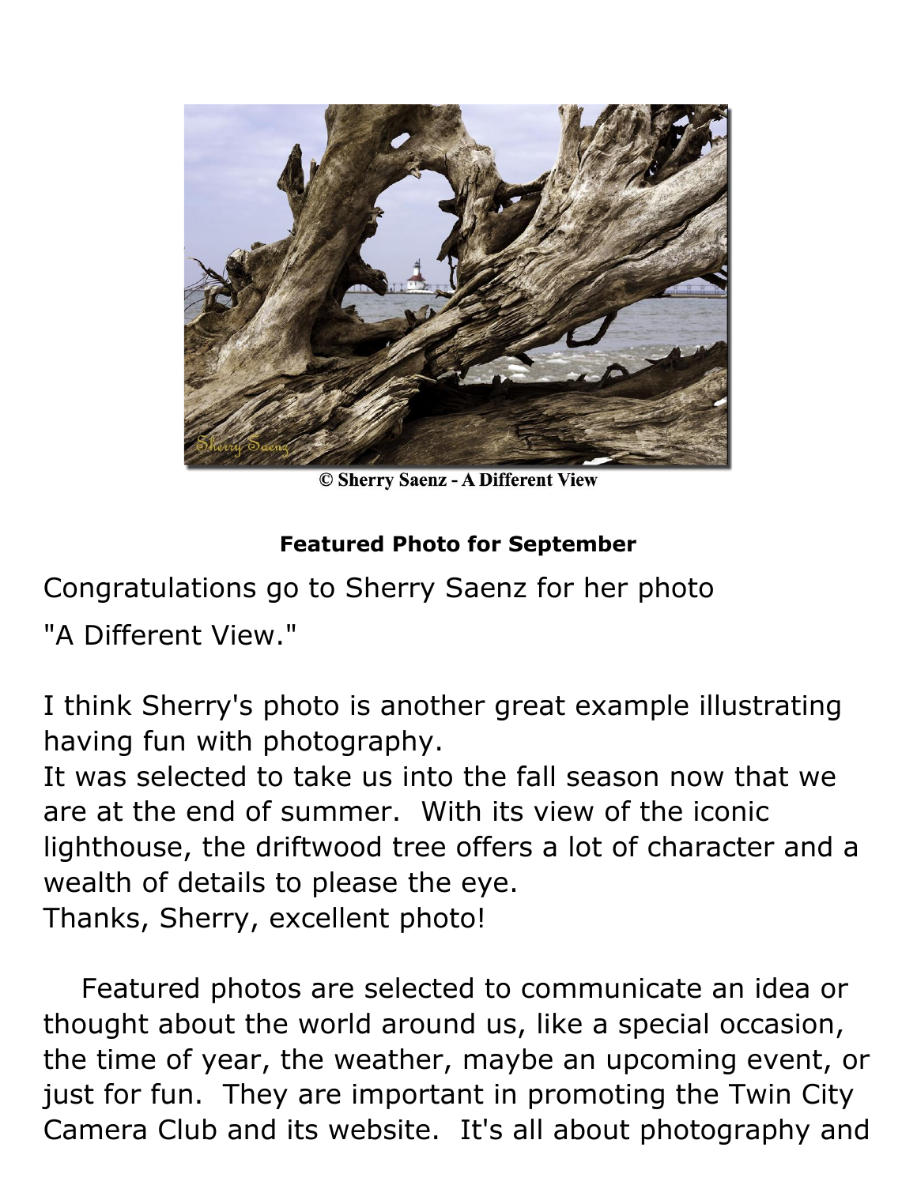© Sherry Saenz - A Different View

**Featured Photo for September**

Congratulations go to Sherry Saenz for her photo "A Different View."

I think Sherry's photo is another great example illustrating having fun with photography.
It was selected to take us into the fall season now that we are at the end of summer. With its view of the iconic lighthouse, the driftwood tree offers a lot of character and a wealth of details to please the eye.
Thanks, Sherry, excellent photo!

Featured photos are selected to communicate an idea or thought about the world around us, like a special occasion, the time of year, the weather, maybe an upcoming event, or just for fun. They are important in promoting the Twin City Camera Club and its website. It's all about photography and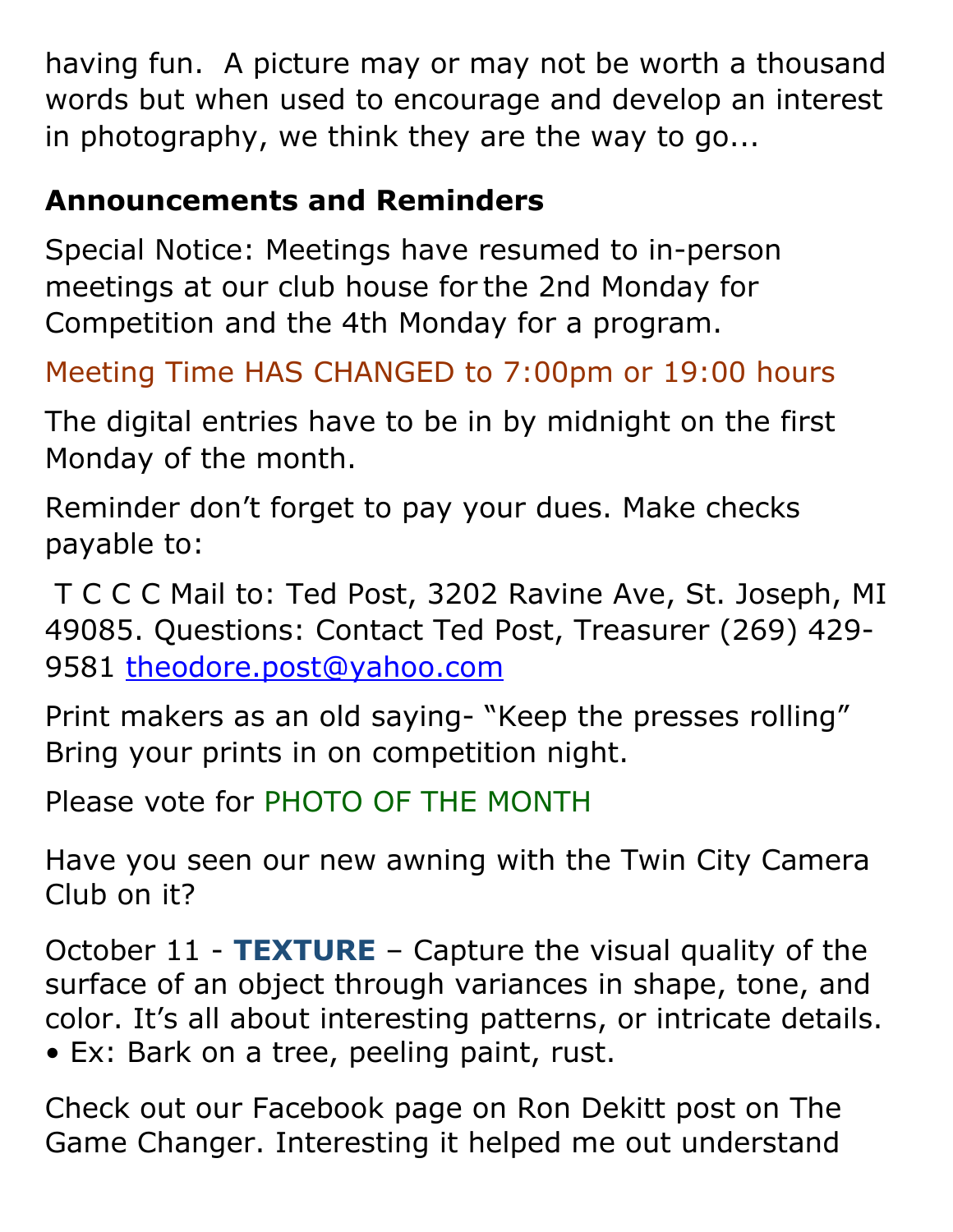having fun. A picture may or may not be worth a thousand words but when used to encourage and develop an interest in photography, we think they are the way to go...

## Announcements and Reminders

Special Notice: Meetings have resumed to in-person meetings at our club house for the 2nd Monday for Competition and the 4th Monday for a program.

Meeting Time HAS CHANGED to 7:00pm or 19:00 hours

The digital entries have to be in by midnight on the first Monday of the month.

Reminder don't forget to pay your dues. Make checks payable to:

T C C C Mail to: Ted Post, 3202 Ravine Ave, St. Joseph, MI 49085. Questions: Contact Ted Post, Treasurer (269) 429-9581 theodore.post@yahoo.com

Print makers as an old saying- "Keep the presses rolling" Bring your prints in on competition night.

Please vote for PHOTO OF THE MONTH

Have you seen our new awning with the Twin City Camera Club on it?

October 11 - **TEXTURE** – Capture the visual quality of the surface of an object through variances in shape, tone, and color. It's all about interesting patterns, or intricate details.

- Ex: Bark on a tree, peeling paint, rust.

Check out our Facebook page on Ron Dekitt post on The Game Changer. Interesting it helped me out understand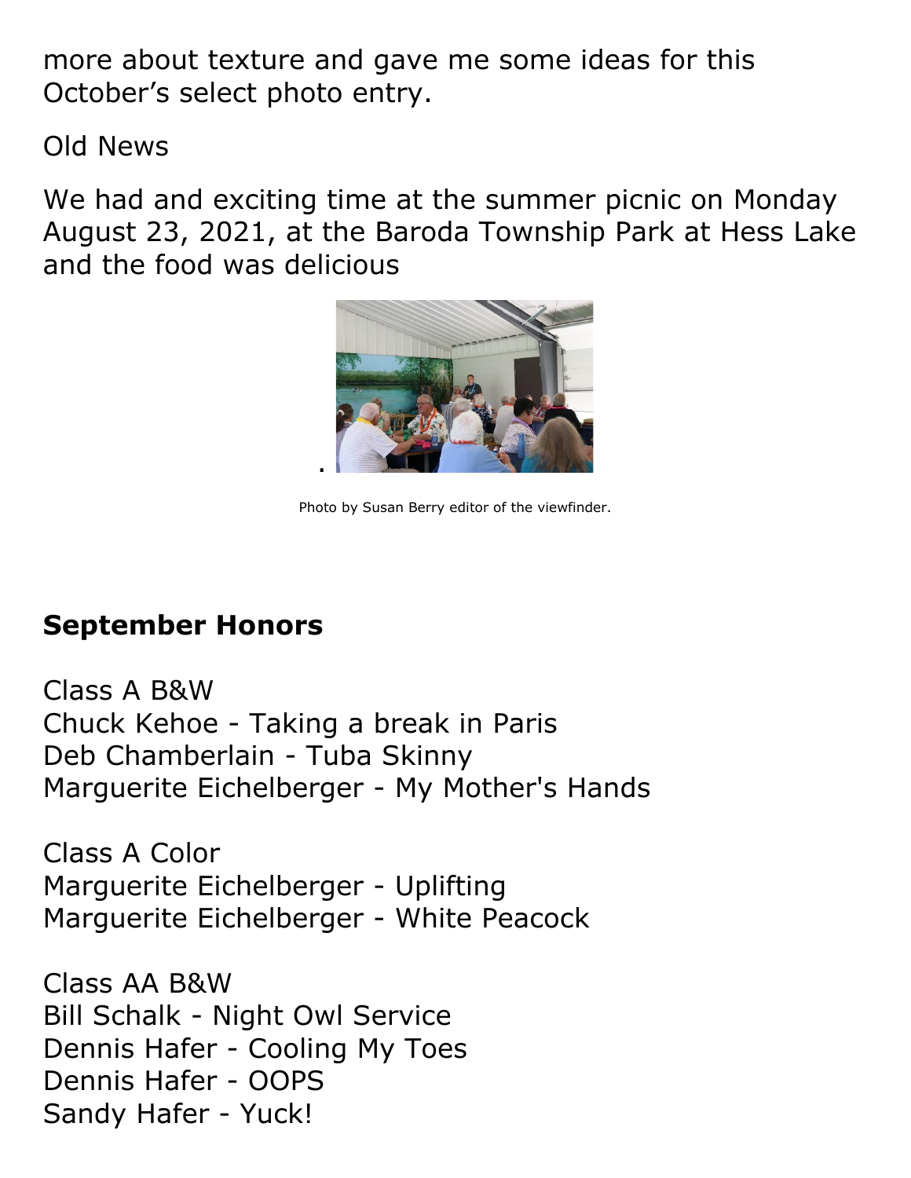more about texture and gave me some ideas for this October's select photo entry.

Old News

We had and exciting time at the summer picnic on Monday August 23, 2021, at the Baroda Township Park at Hess Lake and the food was delicious

Photo by Susan Berry editor of the viewfinder.

**September Honors**

Class A B&W
Chuck Kehoe - Taking a break in Paris
Deb Chamberlain - Tuba Skinny
Marguerite Eichelberger - My Mother's Hands

Class A Color
Marguerite Eichelberger - Uplifting
Marguerite Eichelberger - White Peacock

Class AA B&W
Bill Schalk - Night Owl Service
Dennis Hafer - Cooling My Toes
Dennis Hafer - OOPS
Sandy Hafer - Yuck!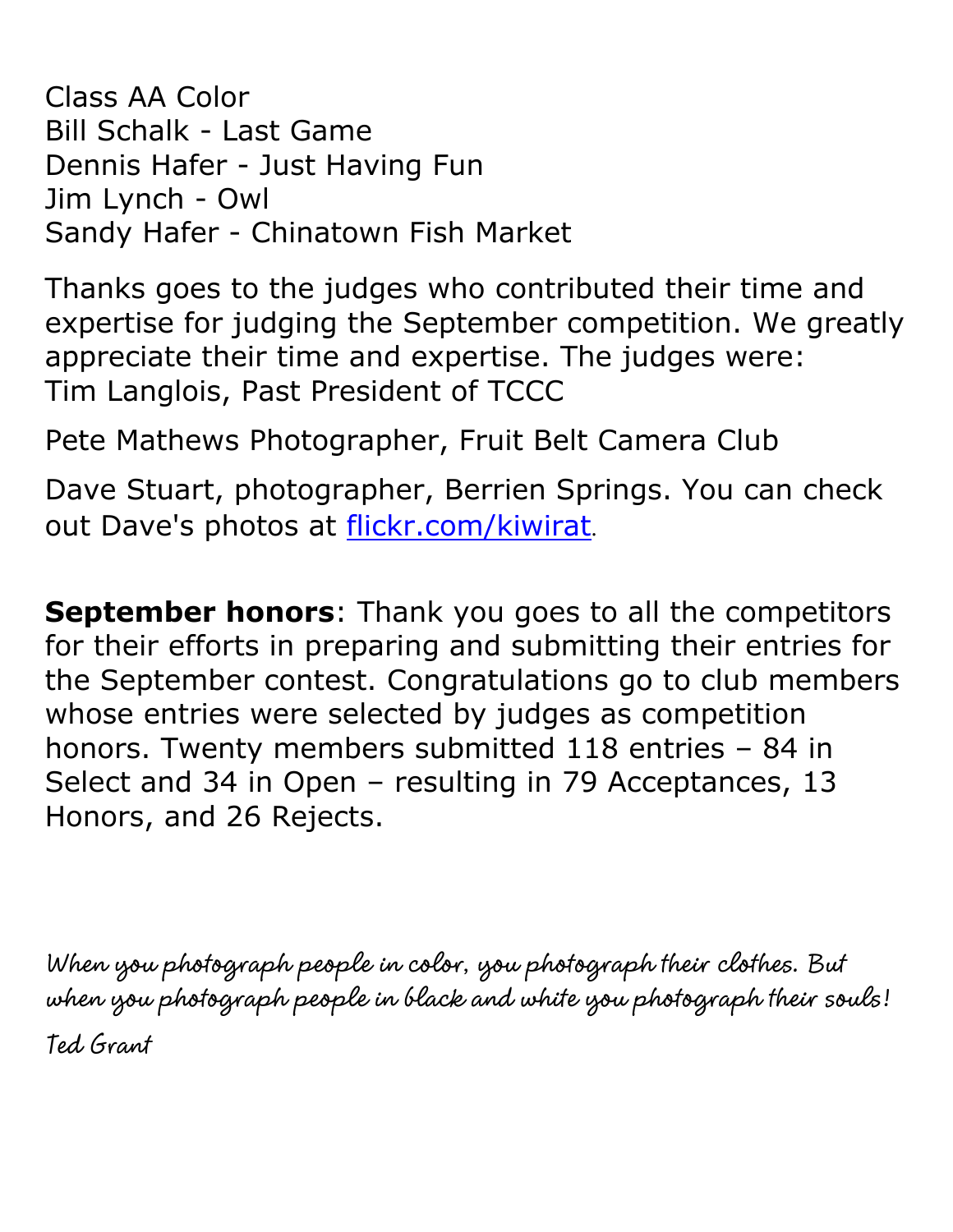Class AA Color
Bill Schalk - Last Game
Dennis Hafer - Just Having Fun
Jim Lynch - Owl
Sandy Hafer - Chinatown Fish Market

Thanks goes to the judges who contributed their time and expertise for judging the September competition. We greatly appreciate their time and expertise. The judges were:
Tim Langlois, Past President of TCCC

Pete Mathews Photographer, Fruit Belt Camera Club

Dave Stuart, photographer, Berrien Springs. You can check out Dave's photos at [flickr.com/kiwirat](flickr.com/kiwirat).

**September honors**: Thank you goes to all the competitors for their efforts in preparing and submitting their entries for the September contest. Congratulations go to club members whose entries were selected by judges as competition honors. Twenty members submitted 118 entries – 84 in Select and 34 in Open – resulting in 79 Acceptances, 13 Honors, and 26 Rejects.

*When you photograph people in color, you photograph their clothes. But when you photograph people in black and white you photograph their souls!*

*Ted Grant*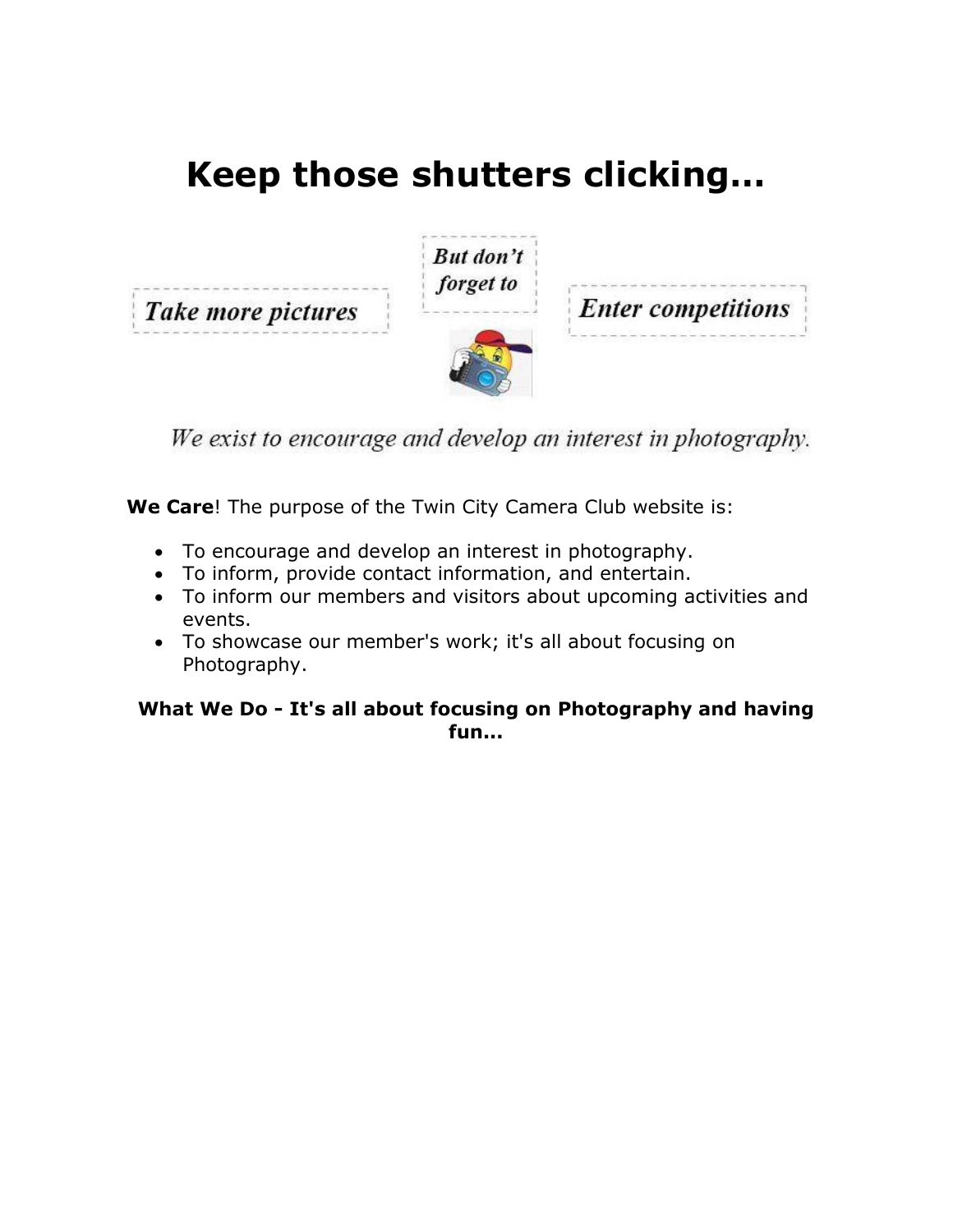# Keep those shutters clicking…

*Take more pictures*

*But don't forget to*

*Enter competitions*

*We exist to encourage and develop an interest in photography.*

**We Care**! The purpose of the Twin City Camera Club website is:

- To encourage and develop an interest in photography.
- To inform, provide contact information, and entertain.
- To inform our members and visitors about upcoming activities and events.
- To showcase our member's work; it's all about focusing on Photography.

**What We Do - It's all about focusing on Photography and having fun…**